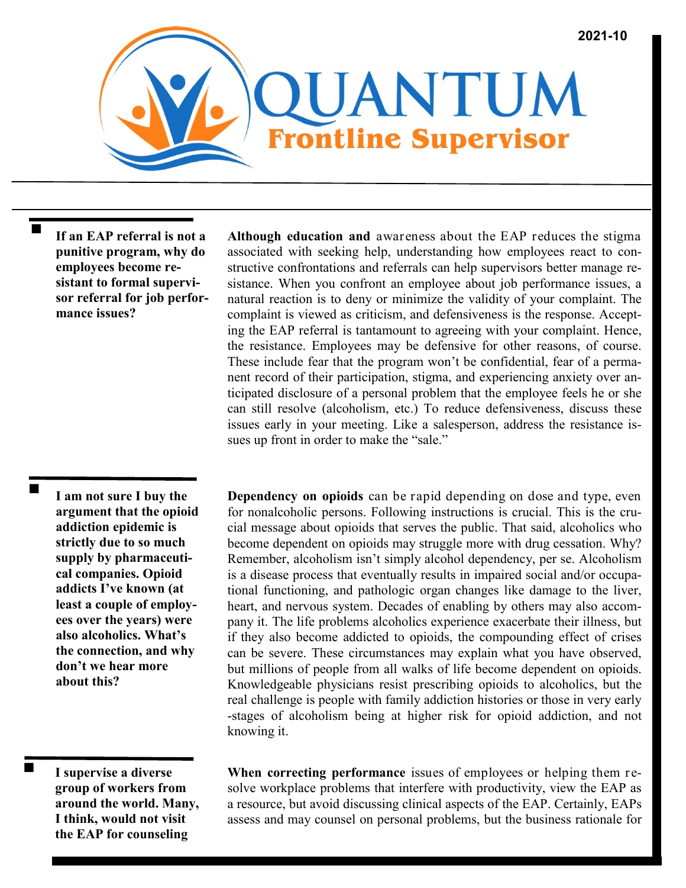2021-10

# QUANTUM Frontline Supervisor

**If an EAP referral is not a punitive program, why do employees become resistant to formal supervisor referral for job performance issues?**

**Although education and** awareness about the EAP reduces the stigma associated with seeking help, understanding how employees react to constructive confrontations and referrals can help supervisors better manage resistance. When you confront an employee about job performance issues, a natural reaction is to deny or minimize the validity of your complaint. The complaint is viewed as criticism, and defensiveness is the response. Accepting the EAP referral is tantamount to agreeing with your complaint. Hence, the resistance. Employees may be defensive for other reasons, of course. These include fear that the program won't be confidential, fear of a permanent record of their participation, stigma, and experiencing anxiety over anticipated disclosure of a personal problem that the employee feels he or she can still resolve (alcoholism, etc.) To reduce defensiveness, discuss these issues early in your meeting. Like a salesperson, address the resistance issues up front in order to make the "sale."

**I am not sure I buy the argument that the opioid addiction epidemic is strictly due to so much supply by pharmaceutical companies. Opioid addicts I've known (at least a couple of employees over the years) were also alcoholics. What's the connection, and why don't we hear more about this?**

**Dependency on opioids** can be rapid depending on dose and type, even for nonalcoholic persons. Following instructions is crucial. This is the crucial message about opioids that serves the public. That said, alcoholics who become dependent on opioids may struggle more with drug cessation. Why? Remember, alcoholism isn't simply alcohol dependency, per se. Alcoholism is a disease process that eventually results in impaired social and/or occupational functioning, and pathologic organ changes like damage to the liver, heart, and nervous system. Decades of enabling by others may also accompany it. The life problems alcoholics experience exacerbate their illness, but if they also become addicted to opioids, the compounding effect of crises can be severe. These circumstances may explain what you have observed, but millions of people from all walks of life become dependent on opioids. Knowledgeable physicians resist prescribing opioids to alcoholics, but the real challenge is people with family addiction histories or those in very early -stages of alcoholism being at higher risk for opioid addiction, and not knowing it.

**I supervise a diverse group of workers from around the world. Many, I think, would not visit the EAP for counseling**

**When correcting performance** issues of employees or helping them resolve workplace problems that interfere with productivity, view the EAP as a resource, but avoid discussing clinical aspects of the EAP. Certainly, EAPs assess and may counsel on personal problems, but the business rationale for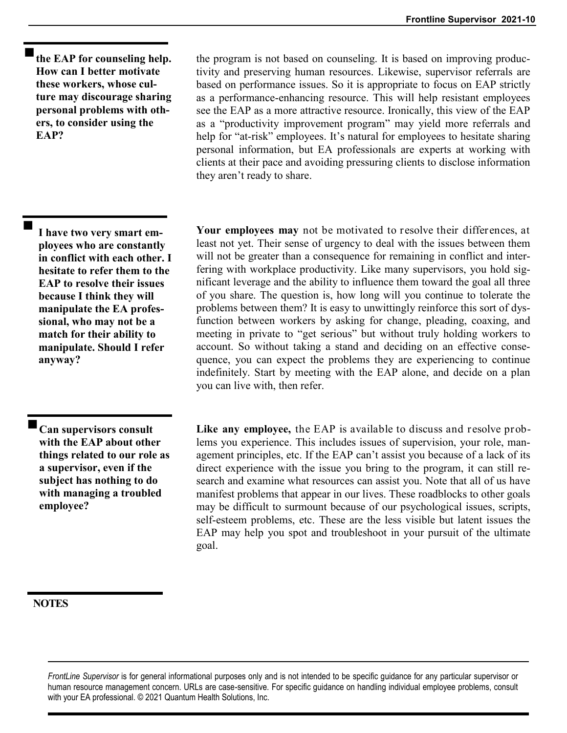**the EAP for counseling help. How can I better motivate these workers, whose culture may discourage sharing personal problems with others, to consider using the EAP?**

the program is not based on counseling. It is based on improving productivity and preserving human resources. Likewise, supervisor referrals are based on performance issues. So it is appropriate to focus on EAP strictly as a performance-enhancing resource. This will help resistant employees see the EAP as a more attractive resource. Ironically, this view of the EAP as a "productivity improvement program" may yield more referrals and help for "at-risk" employees. It's natural for employees to hesitate sharing personal information, but EA professionals are experts at working with clients at their pace and avoiding pressuring clients to disclose information they aren't ready to share.

**I have two very smart employees who are constantly in conflict with each other. I hesitate to refer them to the EAP to resolve their issues because I think they will manipulate the EA professional, who may not be a match for their ability to manipulate. Should I refer anyway?**

**Your employees may** not be motivated to resolve their differences, at least not yet. Their sense of urgency to deal with the issues between them will not be greater than a consequence for remaining in conflict and interfering with workplace productivity. Like many supervisors, you hold significant leverage and the ability to influence them toward the goal all three of you share. The question is, how long will you continue to tolerate the problems between them? It is easy to unwittingly reinforce this sort of dysfunction between workers by asking for change, pleading, coaxing, and meeting in private to "get serious" but without truly holding workers to account. So without taking a stand and deciding on an effective consequence, you can expect the problems they are experiencing to continue indefinitely. Start by meeting with the EAP alone, and decide on a plan you can live with, then refer.

**Can supervisors consult with the EAP about other things related to our role as a supervisor, even if the subject has nothing to do with managing a troubled employee?**

**Like any employee,** the EAP is available to discuss and resolve problems you experience. This includes issues of supervision, your role, management principles, etc. If the EAP can't assist you because of a lack of its direct experience with the issue you bring to the program, it can still research and examine what resources can assist you. Note that all of us have manifest problems that appear in our lives. These roadblocks to other goals may be difficult to surmount because of our psychological issues, scripts, self-esteem problems, etc. These are the less visible but latent issues the EAP may help you spot and troubleshoot in your pursuit of the ultimate goal.

**NOTES**

*FrontLine Supervisor* is for general informational purposes only and is not intended to be specific guidance for any particular supervisor or human resource management concern. URLs are case-sensitive. For specific guidance on handling individual employee problems, consult with your EA professional. © 2021 Quantum Health Solutions, Inc.